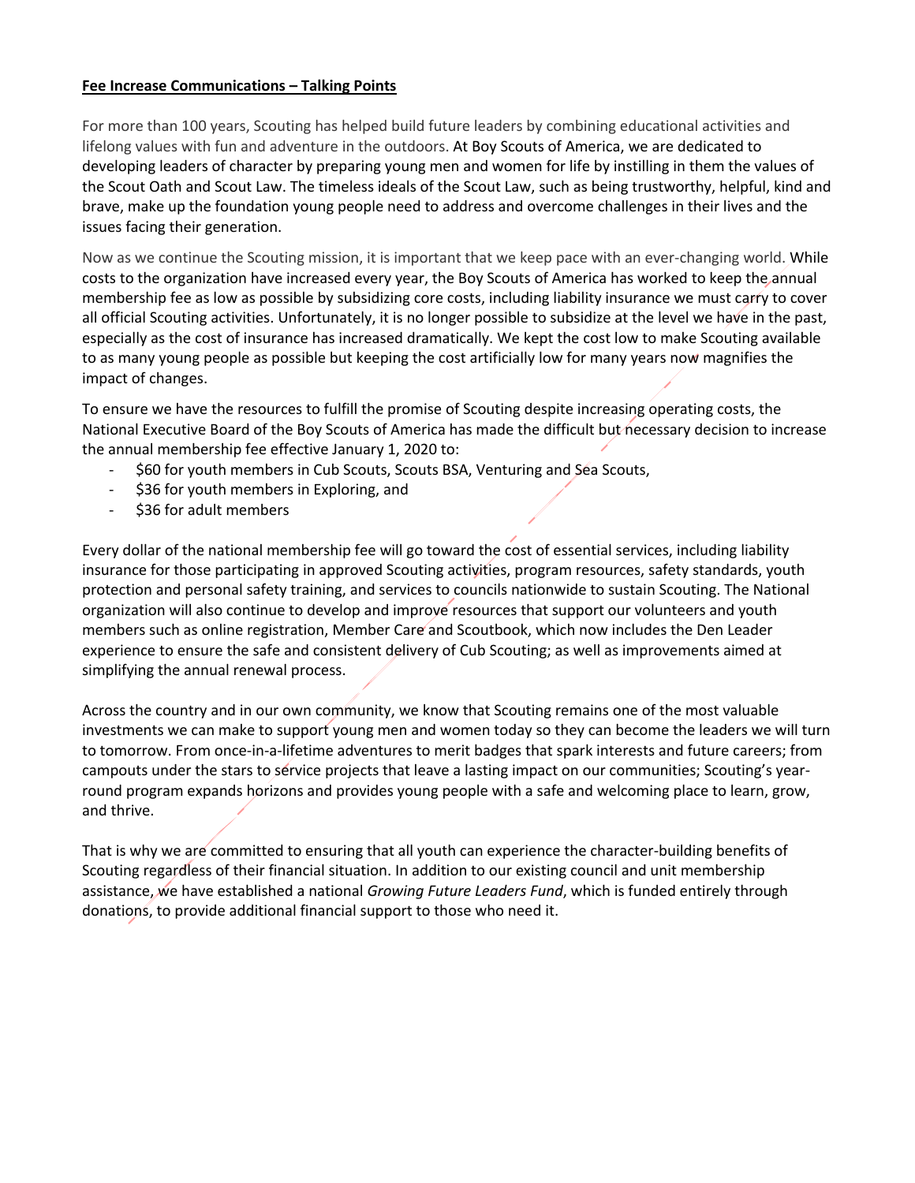**Fee Increase Communications – Talking Points**

For more than 100 years, Scouting has helped build future leaders by combining educational activities and lifelong values with fun and adventure in the outdoors. At Boy Scouts of America, we are dedicated to developing leaders of character by preparing young men and women for life by instilling in them the values of the Scout Oath and Scout Law. The timeless ideals of the Scout Law, such as being trustworthy, helpful, kind and brave, make up the foundation young people need to address and overcome challenges in their lives and the issues facing their generation.

Now as we continue the Scouting mission, it is important that we keep pace with an ever-changing world. While costs to the organization have increased every year, the Boy Scouts of America has worked to keep the annual membership fee as low as possible by subsidizing core costs, including liability insurance we must carry to cover all official Scouting activities. Unfortunately, it is no longer possible to subsidize at the level we have in the past, especially as the cost of insurance has increased dramatically. We kept the cost low to make Scouting available to as many young people as possible but keeping the cost artificially low for many years now magnifies the impact of changes.

To ensure we have the resources to fulfill the promise of Scouting despite increasing operating costs, the National Executive Board of the Boy Scouts of America has made the difficult but necessary decision to increase the annual membership fee effective January 1, 2020 to:

- $60 for youth members in Cub Scouts, Scouts BSA, Venturing and Sea Scouts,
- $36 for youth members in Exploring, and
- $36 for adult members

Every dollar of the national membership fee will go toward the cost of essential services, including liability insurance for those participating in approved Scouting activities, program resources, safety standards, youth protection and personal safety training, and services to councils nationwide to sustain Scouting. The National organization will also continue to develop and improve resources that support our volunteers and youth members such as online registration, Member Care and Scoutbook, which now includes the Den Leader experience to ensure the safe and consistent delivery of Cub Scouting; as well as improvements aimed at simplifying the annual renewal process.

Across the country and in our own community, we know that Scouting remains one of the most valuable investments we can make to support young men and women today so they can become the leaders we will turn to tomorrow. From once-in-a-lifetime adventures to merit badges that spark interests and future careers; from campouts under the stars to service projects that leave a lasting impact on our communities; Scouting's year-round program expands horizons and provides young people with a safe and welcoming place to learn, grow, and thrive.

That is why we are committed to ensuring that all youth can experience the character-building benefits of Scouting regardless of their financial situation. In addition to our existing council and unit membership assistance, we have established a national *Growing Future Leaders Fund*, which is funded entirely through donations, to provide additional financial support to those who need it.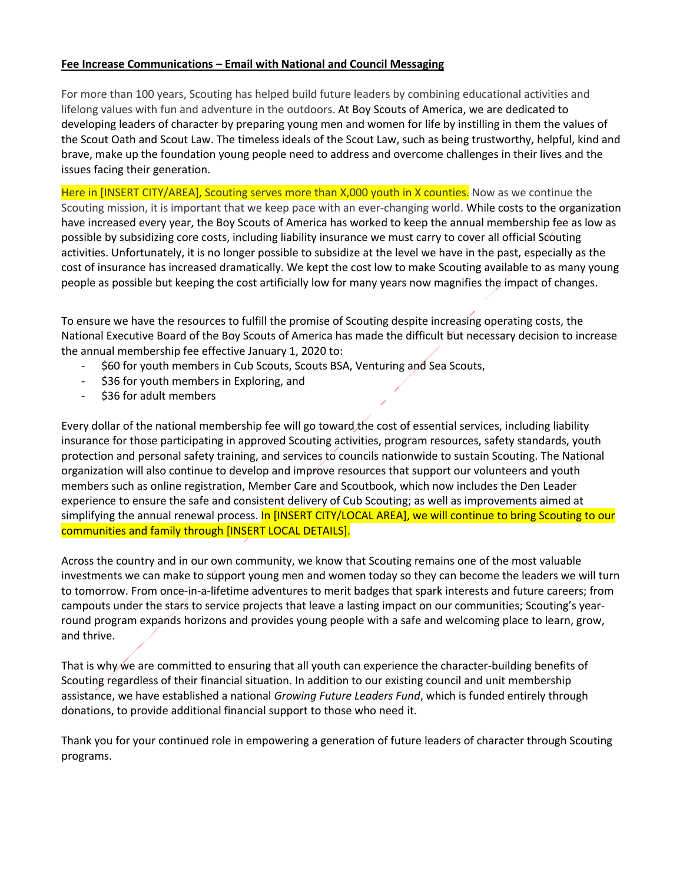**Fee Increase Communications – Email with National and Council Messaging**

For more than 100 years, Scouting has helped build future leaders by combining educational activities and lifelong values with fun and adventure in the outdoors. At Boy Scouts of America, we are dedicated to developing leaders of character by preparing young men and women for life by instilling in them the values of the Scout Oath and Scout Law. The timeless ideals of the Scout Law, such as being trustworthy, helpful, kind and brave, make up the foundation young people need to address and overcome challenges in their lives and the issues facing their generation.

Here in [INSERT CITY/AREA], Scouting serves more than X,000 youth in X counties. Now as we continue the Scouting mission, it is important that we keep pace with an ever-changing world. While costs to the organization have increased every year, the Boy Scouts of America has worked to keep the annual membership fee as low as possible by subsidizing core costs, including liability insurance we must carry to cover all official Scouting activities. Unfortunately, it is no longer possible to subsidize at the level we have in the past, especially as the cost of insurance has increased dramatically. We kept the cost low to make Scouting available to as many young people as possible but keeping the cost artificially low for many years now magnifies the impact of changes.

To ensure we have the resources to fulfill the promise of Scouting despite increasing operating costs, the National Executive Board of the Boy Scouts of America has made the difficult but necessary decision to increase the annual membership fee effective January 1, 2020 to:

- $60 for youth members in Cub Scouts, Scouts BSA, Venturing and Sea Scouts,
- $36 for youth members in Exploring, and
- $36 for adult members

Every dollar of the national membership fee will go toward the cost of essential services, including liability insurance for those participating in approved Scouting activities, program resources, safety standards, youth protection and personal safety training, and services to councils nationwide to sustain Scouting. The National organization will also continue to develop and improve resources that support our volunteers and youth members such as online registration, Member Care and Scoutbook, which now includes the Den Leader experience to ensure the safe and consistent delivery of Cub Scouting; as well as improvements aimed at simplifying the annual renewal process. In [INSERT CITY/LOCAL AREA], we will continue to bring Scouting to our communities and family through [INSERT LOCAL DETAILS].

Across the country and in our own community, we know that Scouting remains one of the most valuable investments we can make to support young men and women today so they can become the leaders we will turn to tomorrow. From once-in-a-lifetime adventures to merit badges that spark interests and future careers; from campouts under the stars to service projects that leave a lasting impact on our communities; Scouting's year-round program expands horizons and provides young people with a safe and welcoming place to learn, grow, and thrive.

That is why we are committed to ensuring that all youth can experience the character-building benefits of Scouting regardless of their financial situation. In addition to our existing council and unit membership assistance, we have established a national *Growing Future Leaders Fund*, which is funded entirely through donations, to provide additional financial support to those who need it.

Thank you for your continued role in empowering a generation of future leaders of character through Scouting programs.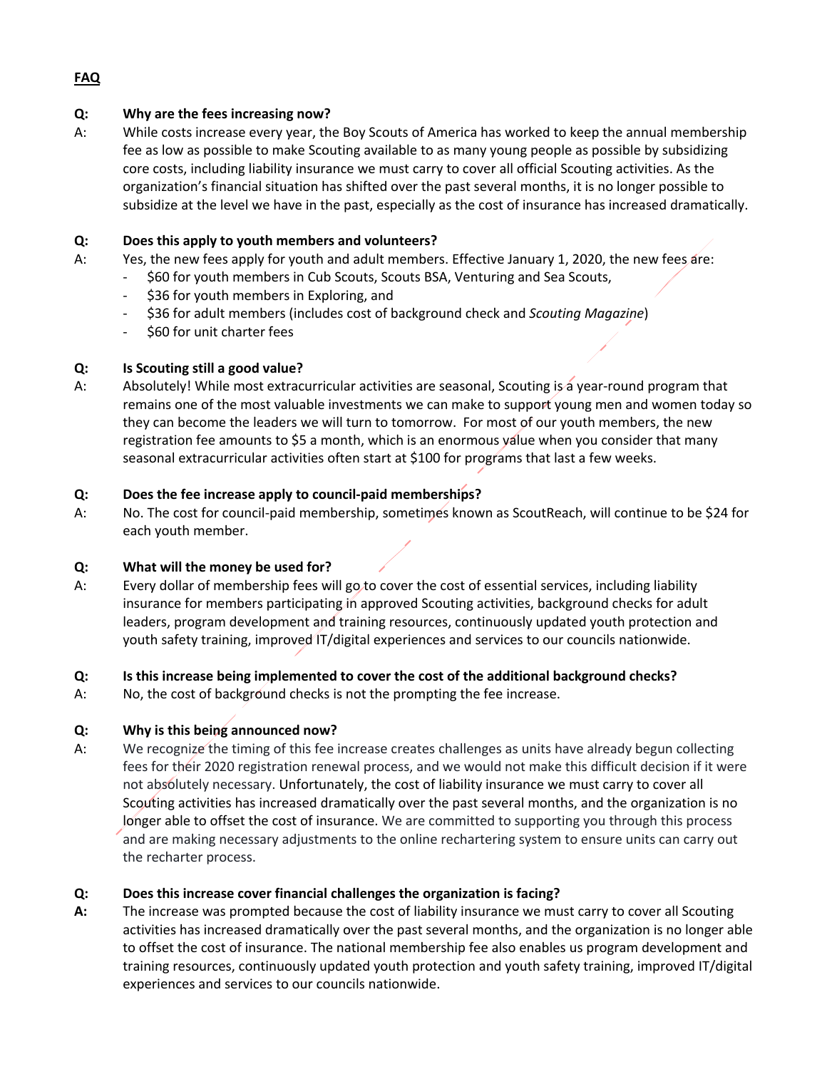**FAQ**

**Q: Why are the fees increasing now?**

A: While costs increase every year, the Boy Scouts of America has worked to keep the annual membership fee as low as possible to make Scouting available to as many young people as possible by subsidizing core costs, including liability insurance we must carry to cover all official Scouting activities. As the organization's financial situation has shifted over the past several months, it is no longer possible to subsidize at the level we have in the past, especially as the cost of insurance has increased dramatically.

**Q: Does this apply to youth members and volunteers?**

A: Yes, the new fees apply for youth and adult members. Effective January 1, 2020, the new fees are:

- $60 for youth members in Cub Scouts, Scouts BSA, Venturing and Sea Scouts,
- $36 for youth members in Exploring, and
- $36 for adult members (includes cost of background check and *Scouting Magazine*)
- $60 for unit charter fees

**Q: Is Scouting still a good value?**

A: Absolutely! While most extracurricular activities are seasonal, Scouting is a year-round program that remains one of the most valuable investments we can make to support young men and women today so they can become the leaders we will turn to tomorrow. For most of our youth members, the new registration fee amounts to $5 a month, which is an enormous value when you consider that many seasonal extracurricular activities often start at $100 for programs that last a few weeks.

**Q: Does the fee increase apply to council-paid memberships?**

A: No. The cost for council-paid membership, sometimes known as ScoutReach, will continue to be $24 for each youth member.

**Q: What will the money be used for?**

A: Every dollar of membership fees will go to cover the cost of essential services, including liability insurance for members participating in approved Scouting activities, background checks for adult leaders, program development and training resources, continuously updated youth protection and youth safety training, improved IT/digital experiences and services to our councils nationwide.

**Q: Is this increase being implemented to cover the cost of the additional background checks?**

A: No, the cost of background checks is not the prompting the fee increase.

**Q: Why is this being announced now?**

A: We recognize the timing of this fee increase creates challenges as units have already begun collecting fees for their 2020 registration renewal process, and we would not make this difficult decision if it were not absolutely necessary. Unfortunately, the cost of liability insurance we must carry to cover all Scouting activities has increased dramatically over the past several months, and the organization is no longer able to offset the cost of insurance. We are committed to supporting you through this process and are making necessary adjustments to the online rechartering system to ensure units can carry out the recharter process.

**Q: Does this increase cover financial challenges the organization is facing?**

**A:** The increase was prompted because the cost of liability insurance we must carry to cover all Scouting activities has increased dramatically over the past several months, and the organization is no longer able to offset the cost of insurance. The national membership fee also enables us program development and training resources, continuously updated youth protection and youth safety training, improved IT/digital experiences and services to our councils nationwide.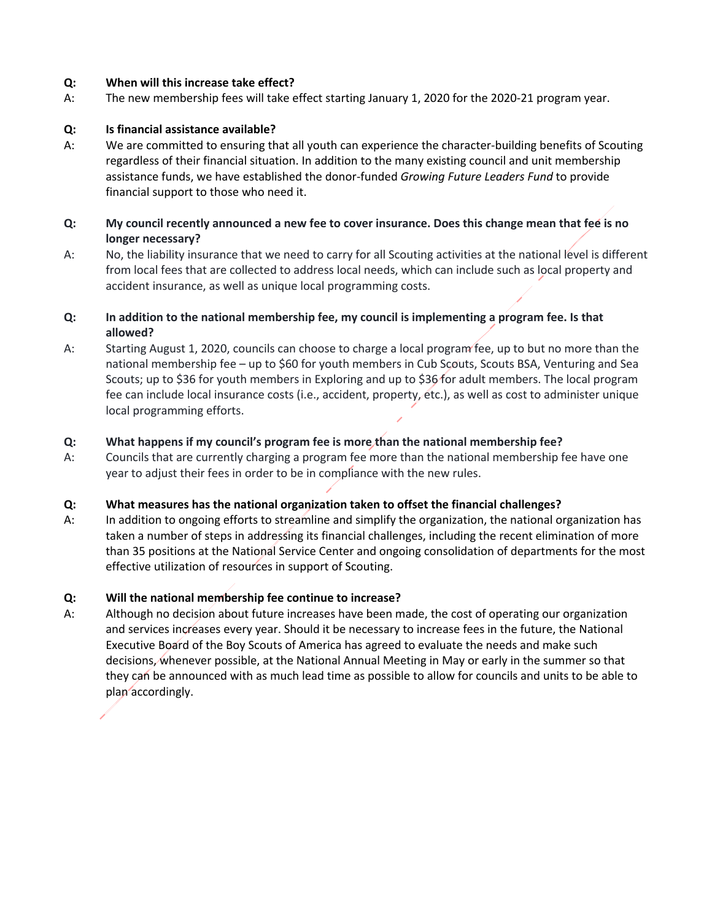**Q:** **When will this increase take effect?**

A: The new membership fees will take effect starting January 1, 2020 for the 2020-21 program year.

**Q:** **Is financial assistance available?**

A: We are committed to ensuring that all youth can experience the character-building benefits of Scouting regardless of their financial situation. In addition to the many existing council and unit membership assistance funds, we have established the donor-funded *Growing Future Leaders Fund* to provide financial support to those who need it.

**Q:** **My council recently announced a new fee to cover insurance. Does this change mean that fee is no longer necessary?**

A: No, the liability insurance that we need to carry for all Scouting activities at the national level is different from local fees that are collected to address local needs, which can include such as local property and accident insurance, as well as unique local programming costs.

**Q:** **In addition to the national membership fee, my council is implementing a program fee. Is that allowed?**

A: Starting August 1, 2020, councils can choose to charge a local program fee, up to but no more than the national membership fee – up to $60 for youth members in Cub Scouts, Scouts BSA, Venturing and Sea Scouts; up to $36 for youth members in Exploring and up to $36 for adult members. The local program fee can include local insurance costs (i.e., accident, property, etc.), as well as cost to administer unique local programming efforts.

**Q:** **What happens if my council's program fee is more than the national membership fee?**

A: Councils that are currently charging a program fee more than the national membership fee have one year to adjust their fees in order to be in compliance with the new rules.

**Q:** **What measures has the national organization taken to offset the financial challenges?**

A: In addition to ongoing efforts to streamline and simplify the organization, the national organization has taken a number of steps in addressing its financial challenges, including the recent elimination of more than 35 positions at the National Service Center and ongoing consolidation of departments for the most effective utilization of resources in support of Scouting.

**Q:** **Will the national membership fee continue to increase?**

A: Although no decision about future increases have been made, the cost of operating our organization and services increases every year. Should it be necessary to increase fees in the future, the National Executive Board of the Boy Scouts of America has agreed to evaluate the needs and make such decisions, whenever possible, at the National Annual Meeting in May or early in the summer so that they can be announced with as much lead time as possible to allow for councils and units to be able to plan accordingly.